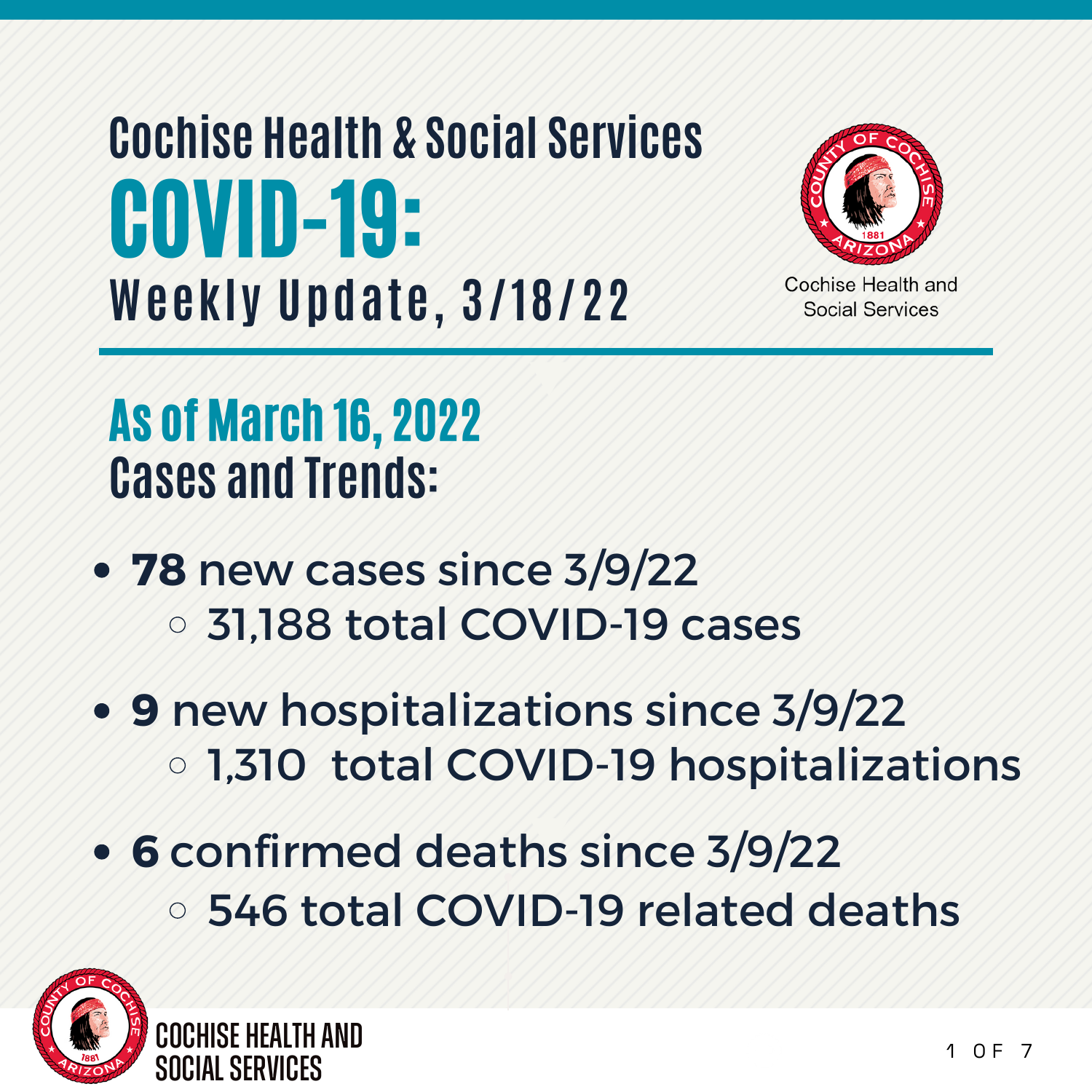# Cochise Health & Social Services

# COVID-19:

## Weekly Update, 3/18/22

Cochise Health and Social Services

## As of March 16, 2022

## Cases and Trends:

- **78** new cases since 3/9/22
  - 31,188 total COVID-19 cases
- **9** new hospitalizations since 3/9/22
  - 1,310 total COVID-19 hospitalizations
- **6** confirmed deaths since 3/9/22
  - 546 total COVID-19 related deaths

COCHISE HEALTH AND SOCIAL SERVICES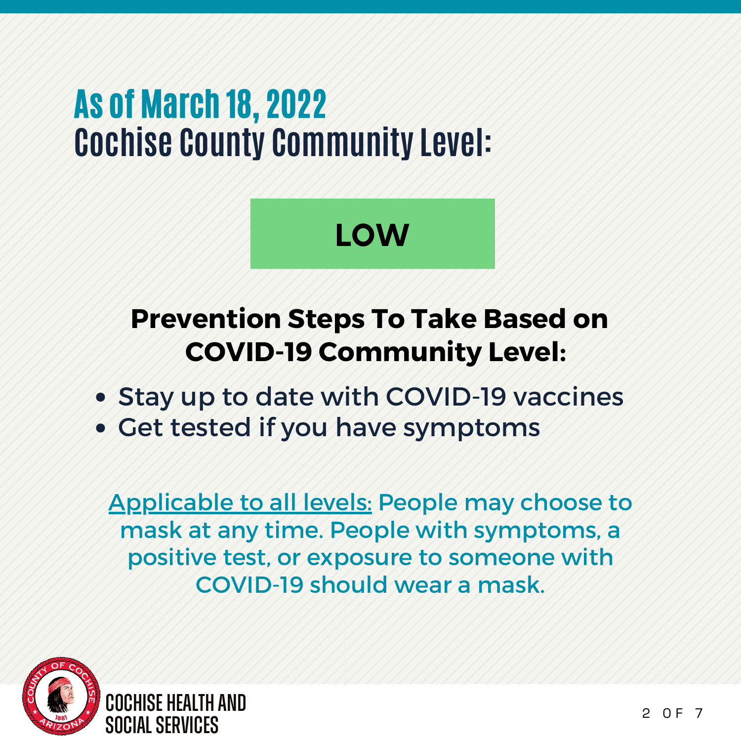# As of March 18, 2022
## Cochise County Community Level:

**LOW**

**Prevention Steps To Take Based on COVID-19 Community Level:**

- Stay up to date with COVID-19 vaccines
- Get tested if you have symptoms

Applicable to all levels: People may choose to mask at any time. People with symptoms, a positive test, or exposure to someone with COVID-19 should wear a mask.

COCHISE HEALTH AND SOCIAL SERVICES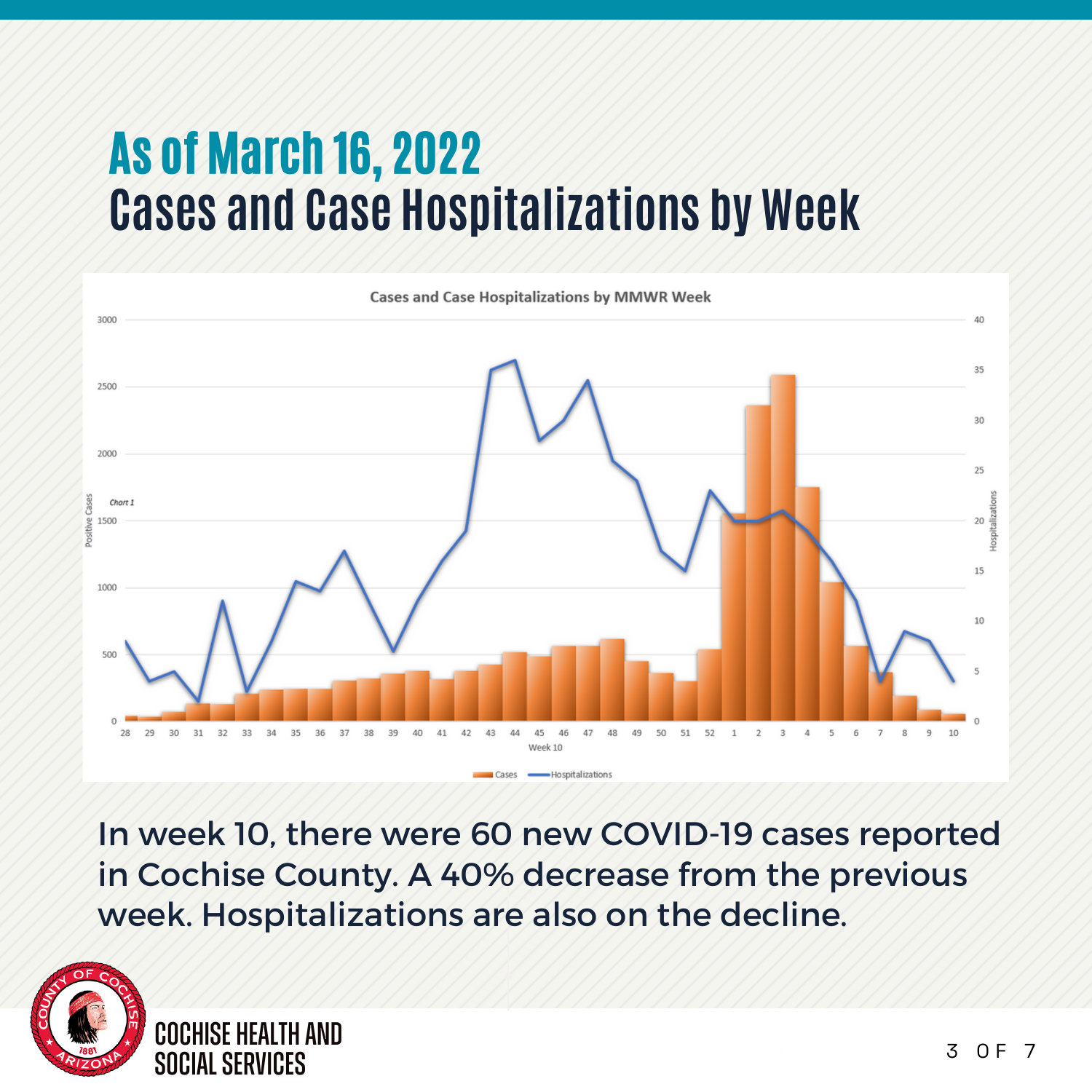# As of March 16, 2022

## Cases and Case Hospitalizations by Week

Cases and Case Hospitalizations by MMWR Week

Chart 1

Positive Cases

3000
2500
2000
1500
1000
500
0

Hospitalizations

40
35
30
25
20
15
10
5
0

28 29 30 31 32 33 34 35 36 37 38 39 40 41 42 43 44 45 46 47 48 49 50 51 52 1 2 3 4 5 6 7 8 9 10

Week 10

Cases — Hospitalizations

In week 10, there were 60 new COVID-19 cases reported in Cochise County. A 40% decrease from the previous week. Hospitalizations are also on the decline.

COUNTY OF COCHISE 1881 ARIZONA

COCHISE HEALTH AND SOCIAL SERVICES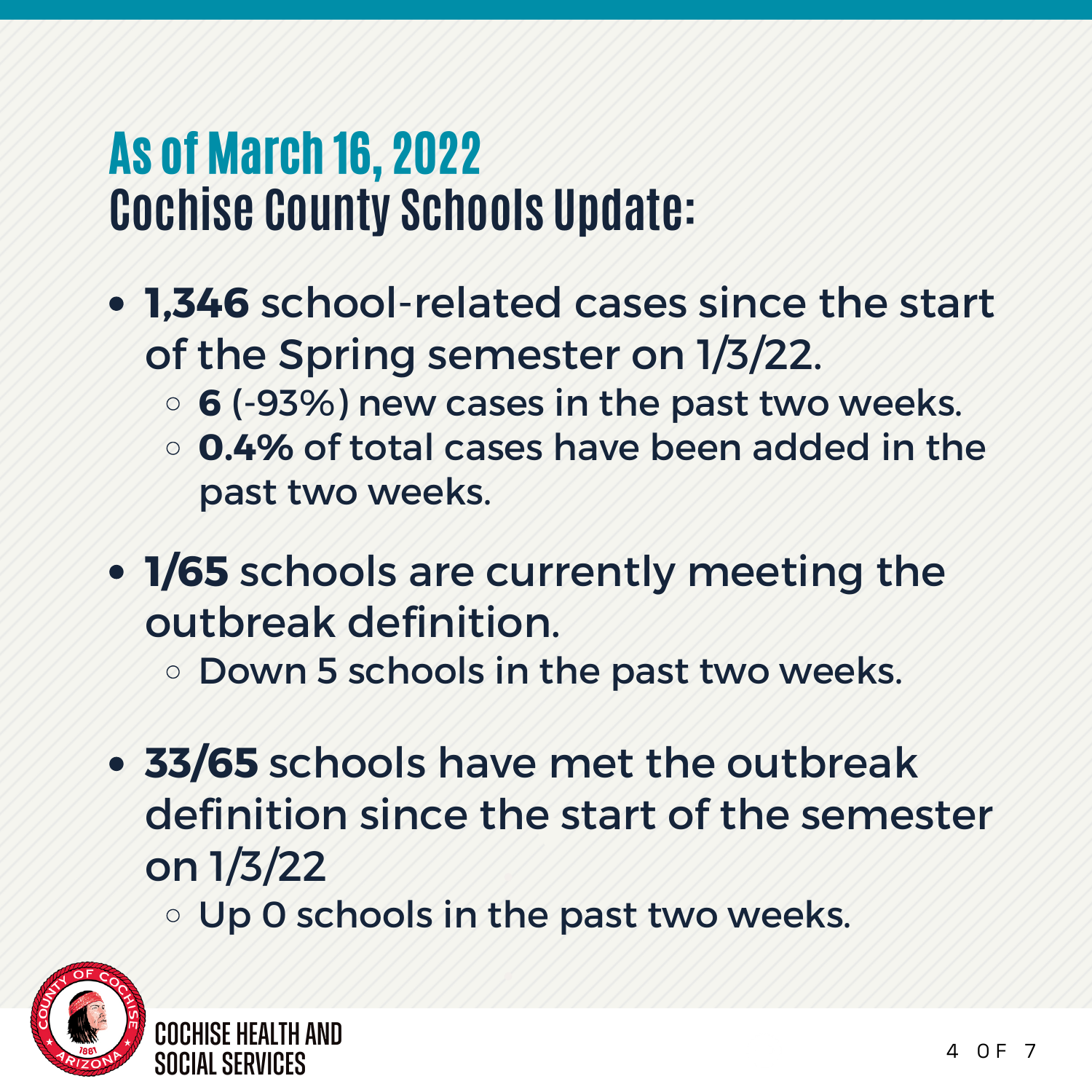# As of March 16, 2022
# Cochise County Schools Update:

- **1,346** school-related cases since the start of the Spring semester on 1/3/22.
  - **6** (-93%) new cases in the past two weeks.
  - **0.4%** of total cases have been added in the past two weeks.
- **1/65** schools are currently meeting the outbreak definition.
  - Down 5 schools in the past two weeks.
- **33/65** schools have met the outbreak definition since the start of the semester on 1/3/22
  - Up 0 schools in the past two weeks.

COCHISE HEALTH AND SOCIAL SERVICES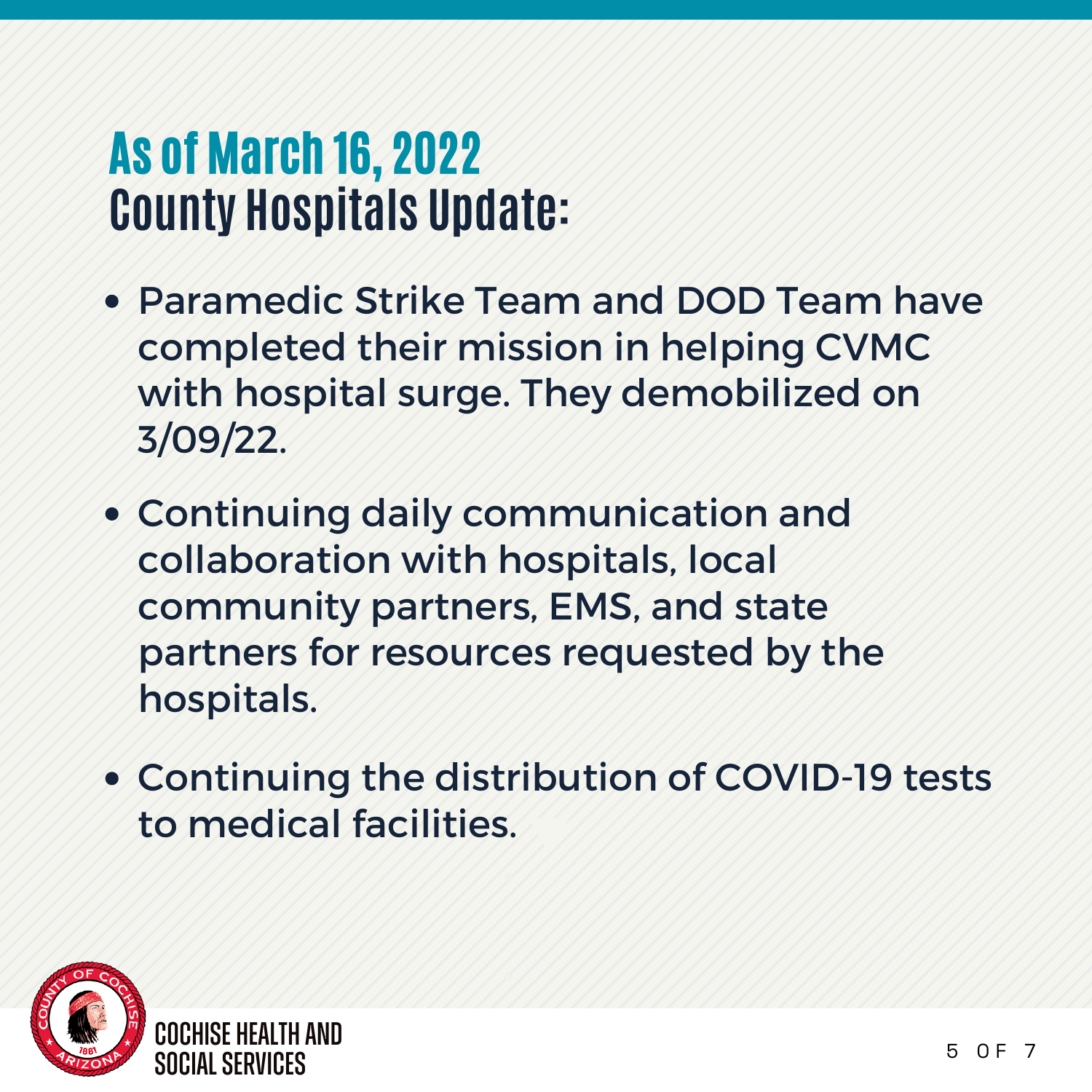# As of March 16, 2022
# County Hospitals Update:

- Paramedic Strike Team and DOD Team have completed their mission in helping CVMC with hospital surge. They demobilized on 3/09/22.
- Continuing daily communication and collaboration with hospitals, local community partners, EMS, and state partners for resources requested by the hospitals.
- Continuing the distribution of COVID-19 tests to medical facilities.

COCHISE HEALTH AND SOCIAL SERVICES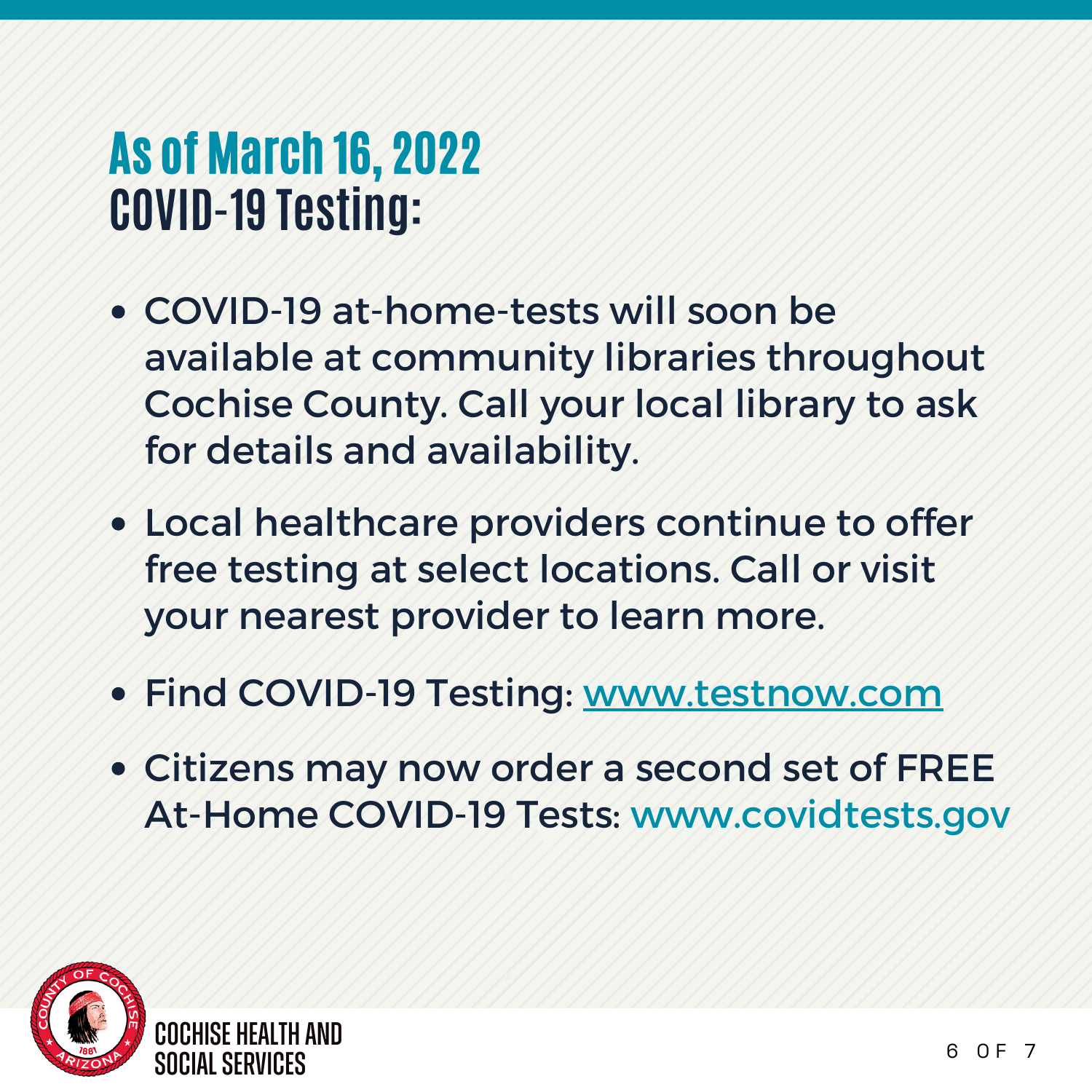# As of March 16, 2022
# COVID-19 Testing:

- COVID-19 at-home-tests will soon be available at community libraries throughout Cochise County. Call your local library to ask for details and availability.
- Local healthcare providers continue to offer free testing at select locations. Call or visit your nearest provider to learn more.
- Find COVID-19 Testing: www.testnow.com
- Citizens may now order a second set of FREE At-Home COVID-19 Tests: www.covidtests.gov

COCHISE HEALTH AND SOCIAL SERVICES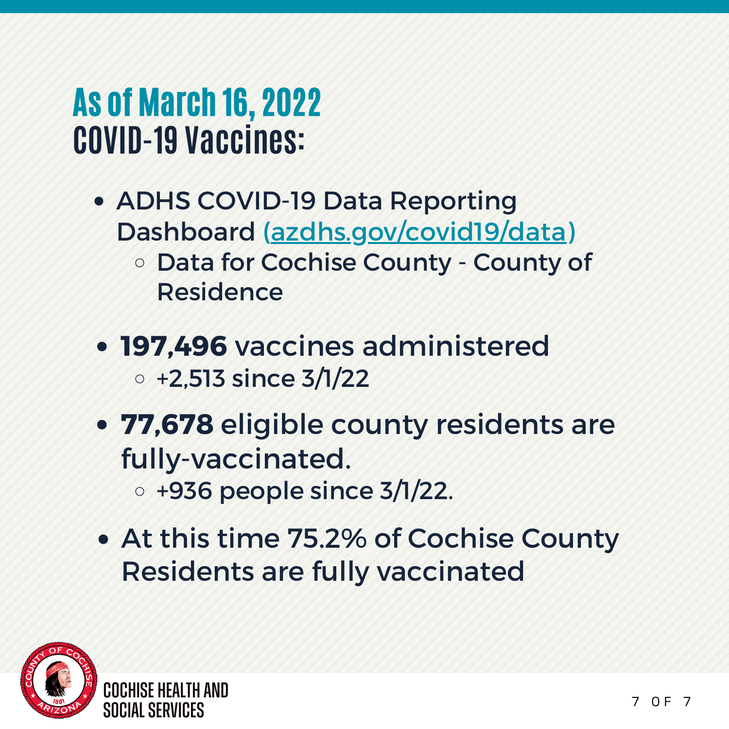# As of March 16, 2022
## COVID-19 Vaccines:

- ADHS COVID-19 Data Reporting Dashboard (azdhs.gov/covid19/data)
  - Data for Cochise County - County of Residence
- **197,496** vaccines administered
  - +2,513 since 3/1/22
- **77,678** eligible county residents are fully-vaccinated.
  - +936 people since 3/1/22.
- At this time 75.2% of Cochise County Residents are fully vaccinated

COCHISE HEALTH AND SOCIAL SERVICES